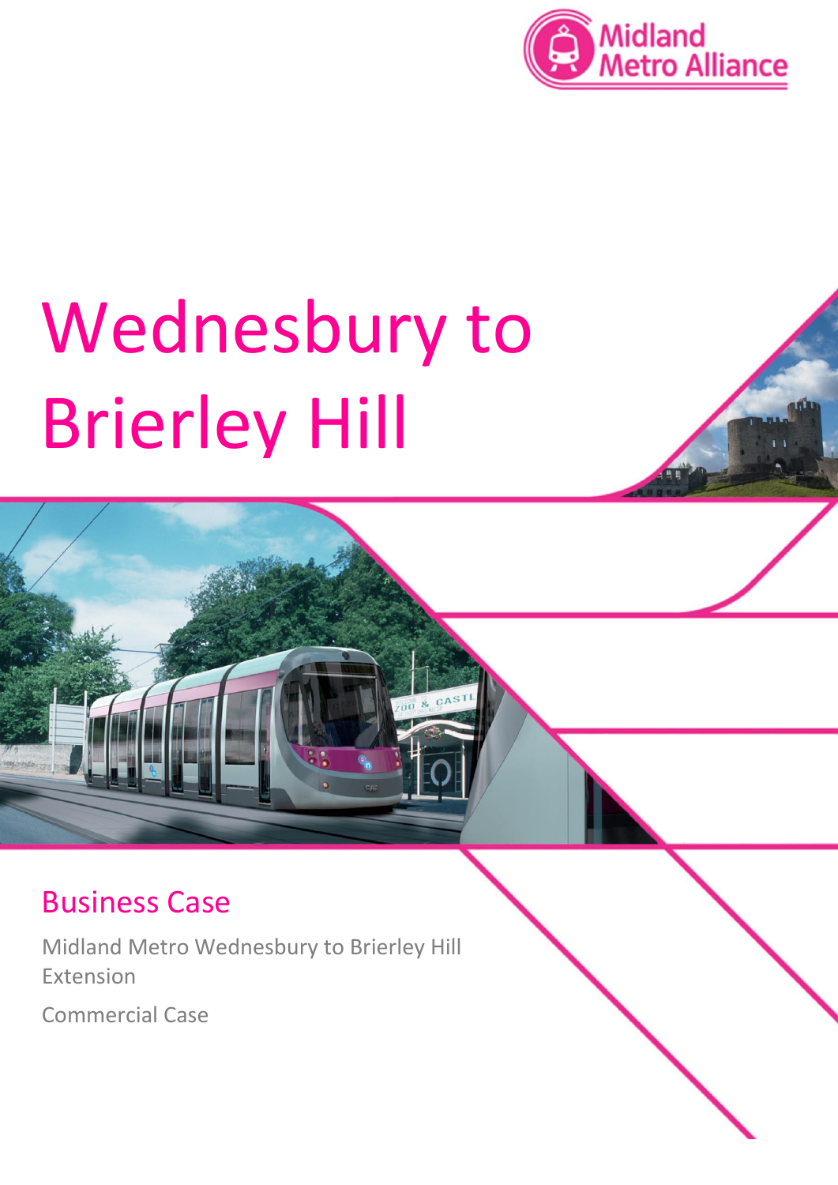Midland Metro Alliance

# Wednesbury to Brierley Hill

## Business Case

Midland Metro Wednesbury to Brierley Hill Extension

Commercial Case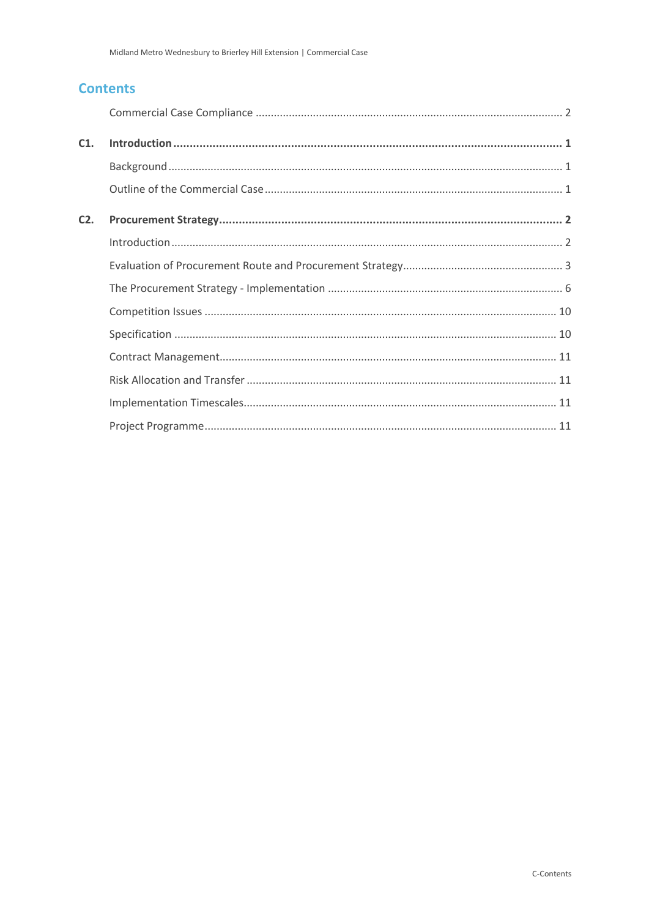# Contents

Commercial Case Compliance ..................................................................................................... 2

**C1. Introduction ......................................................................................................................... 1**

Background .................................................................................................................................. 1

Outline of the Commercial Case .................................................................................................. 1

**C2. Procurement Strategy ......................................................................................................... 2**

Introduction ................................................................................................................................. 2

Evaluation of Procurement Route and Procurement Strategy ..................................................... 3

The Procurement Strategy - Implementation ............................................................................. 6

Competition Issues .................................................................................................................... 10

Specification ............................................................................................................................. 10

Contract Management ............................................................................................................... 11

Risk Allocation and Transfer ..................................................................................................... 11

Implementation Timescales ....................................................................................................... 11

Project Programme .................................................................................................................... 11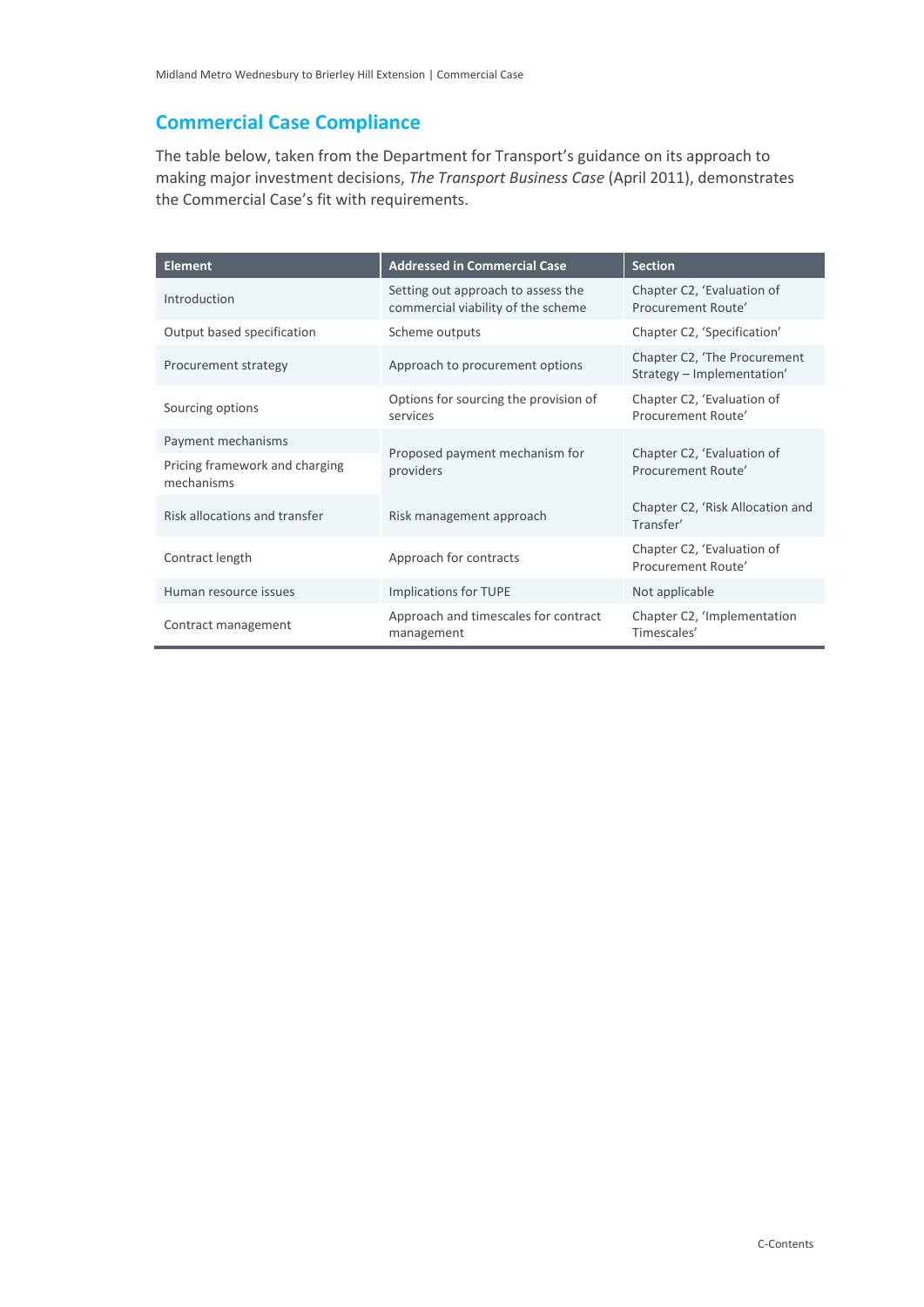## Commercial Case Compliance

The table below, taken from the Department for Transport's guidance on its approach to making major investment decisions, *The Transport Business Case* (April 2011), demonstrates the Commercial Case's fit with requirements.

| Element | Addressed in Commercial Case | Section |
|---|---|---|
| Introduction | Setting out approach to assess the commercial viability of the scheme | Chapter C2, 'Evaluation of Procurement Route' |
| Output based specification | Scheme outputs | Chapter C2, 'Specification' |
| Procurement strategy | Approach to procurement options | Chapter C2, 'The Procurement Strategy – Implementation' |
| Sourcing options | Options for sourcing the provision of services | Chapter C2, 'Evaluation of Procurement Route' |
| Payment mechanisms | Proposed payment mechanism for providers | Chapter C2, 'Evaluation of Procurement Route' |
| Pricing framework and charging mechanisms | | |
| Risk allocations and transfer | Risk management approach | Chapter C2, 'Risk Allocation and Transfer' |
| Contract length | Approach for contracts | Chapter C2, 'Evaluation of Procurement Route' |
| Human resource issues | Implications for TUPE | Not applicable |
| Contract management | Approach and timescales for contract management | Chapter C2, 'Implementation Timescales' |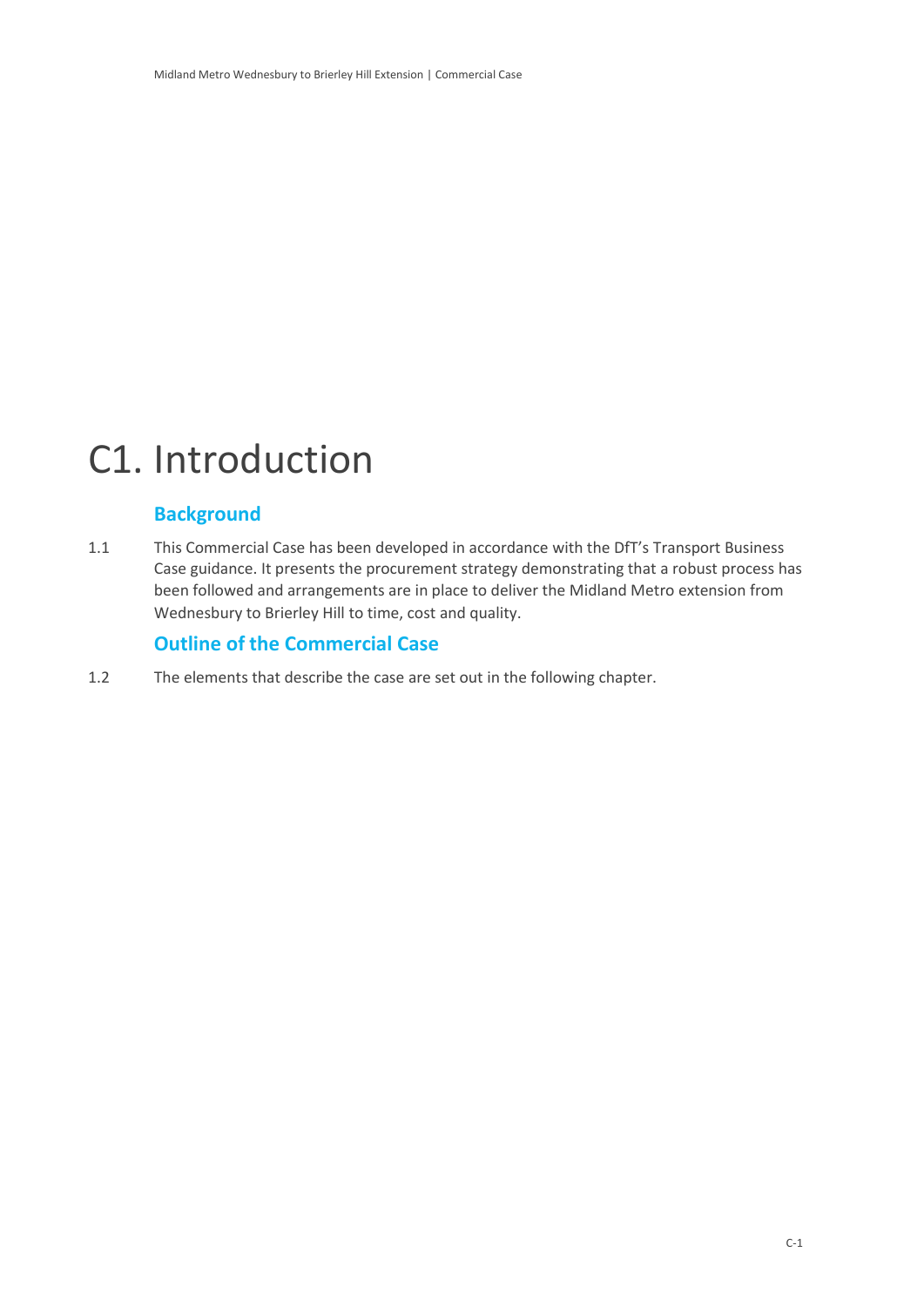# C1. Introduction

## Background

1.1 This Commercial Case has been developed in accordance with the DfT's Transport Business Case guidance. It presents the procurement strategy demonstrating that a robust process has been followed and arrangements are in place to deliver the Midland Metro extension from Wednesbury to Brierley Hill to time, cost and quality.

## Outline of the Commercial Case

1.2 The elements that describe the case are set out in the following chapter.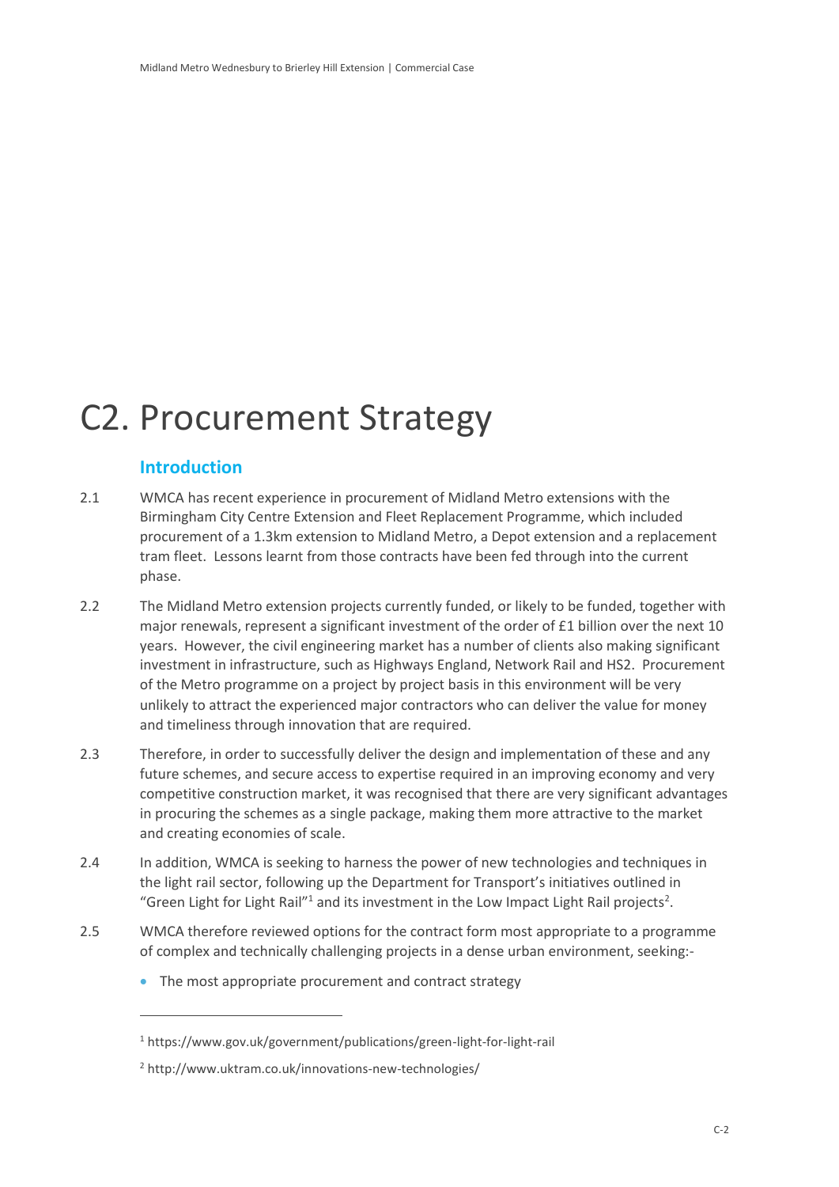# C2. Procurement Strategy

## Introduction

2.1 WMCA has recent experience in procurement of Midland Metro extensions with the Birmingham City Centre Extension and Fleet Replacement Programme, which included procurement of a 1.3km extension to Midland Metro, a Depot extension and a replacement tram fleet. Lessons learnt from those contracts have been fed through into the current phase.

2.2 The Midland Metro extension projects currently funded, or likely to be funded, together with major renewals, represent a significant investment of the order of £1 billion over the next 10 years. However, the civil engineering market has a number of clients also making significant investment in infrastructure, such as Highways England, Network Rail and HS2. Procurement of the Metro programme on a project by project basis in this environment will be very unlikely to attract the experienced major contractors who can deliver the value for money and timeliness through innovation that are required.

2.3 Therefore, in order to successfully deliver the design and implementation of these and any future schemes, and secure access to expertise required in an improving economy and very competitive construction market, it was recognised that there are very significant advantages in procuring the schemes as a single package, making them more attractive to the market and creating economies of scale.

2.4 In addition, WMCA is seeking to harness the power of new technologies and techniques in the light rail sector, following up the Department for Transport's initiatives outlined in "Green Light for Light Rail"[1] and its investment in the Low Impact Light Rail projects[2].

2.5 WMCA therefore reviewed options for the contract form most appropriate to a programme of complex and technically challenging projects in a dense urban environment, seeking:-

- The most appropriate procurement and contract strategy

[1] https://www.gov.uk/government/publications/green-light-for-light-rail

[2] http://www.uktram.co.uk/innovations-new-technologies/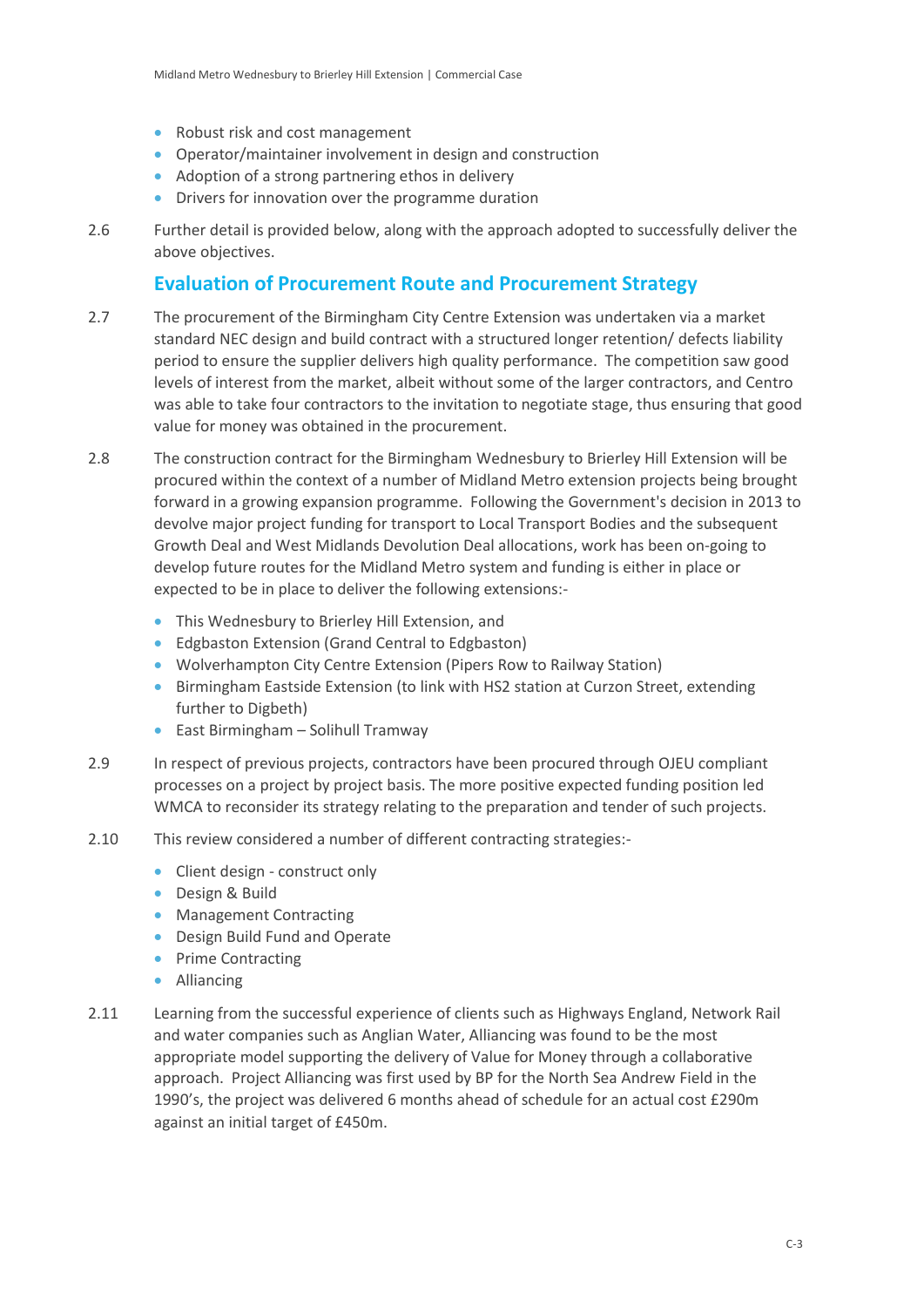- Robust risk and cost management
- Operator/maintainer involvement in design and construction
- Adoption of a strong partnering ethos in delivery
- Drivers for innovation over the programme duration

2.6 Further detail is provided below, along with the approach adopted to successfully deliver the above objectives.

## Evaluation of Procurement Route and Procurement Strategy

2.7 The procurement of the Birmingham City Centre Extension was undertaken via a market standard NEC design and build contract with a structured longer retention/ defects liability period to ensure the supplier delivers high quality performance. The competition saw good levels of interest from the market, albeit without some of the larger contractors, and Centro was able to take four contractors to the invitation to negotiate stage, thus ensuring that good value for money was obtained in the procurement.

2.8 The construction contract for the Birmingham Wednesbury to Brierley Hill Extension will be procured within the context of a number of Midland Metro extension projects being brought forward in a growing expansion programme. Following the Government's decision in 2013 to devolve major project funding for transport to Local Transport Bodies and the subsequent Growth Deal and West Midlands Devolution Deal allocations, work has been on-going to develop future routes for the Midland Metro system and funding is either in place or expected to be in place to deliver the following extensions:-

- This Wednesbury to Brierley Hill Extension, and
- Edgbaston Extension (Grand Central to Edgbaston)
- Wolverhampton City Centre Extension (Pipers Row to Railway Station)
- Birmingham Eastside Extension (to link with HS2 station at Curzon Street, extending further to Digbeth)
- East Birmingham – Solihull Tramway

2.9 In respect of previous projects, contractors have been procured through OJEU compliant processes on a project by project basis. The more positive expected funding position led WMCA to reconsider its strategy relating to the preparation and tender of such projects.

2.10 This review considered a number of different contracting strategies:-

- Client design - construct only
- Design & Build
- Management Contracting
- Design Build Fund and Operate
- Prime Contracting
- Alliancing

2.11 Learning from the successful experience of clients such as Highways England, Network Rail and water companies such as Anglian Water, Alliancing was found to be the most appropriate model supporting the delivery of Value for Money through a collaborative approach. Project Alliancing was first used by BP for the North Sea Andrew Field in the 1990's, the project was delivered 6 months ahead of schedule for an actual cost £290m against an initial target of £450m.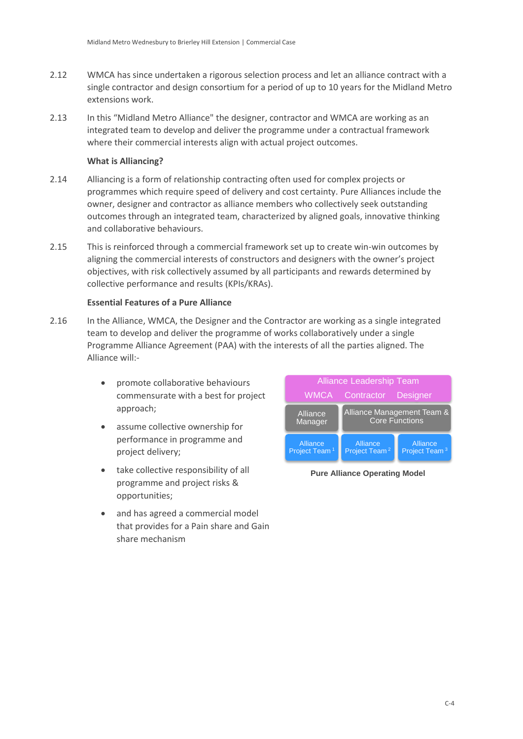2.12 WMCA has since undertaken a rigorous selection process and let an alliance contract with a single contractor and design consortium for a period of up to 10 years for the Midland Metro extensions work.

2.13 In this "Midland Metro Alliance" the designer, contractor and WMCA are working as an integrated team to develop and deliver the programme under a contractual framework where their commercial interests align with actual project outcomes.

**What is Alliancing?**

2.14 Alliancing is a form of relationship contracting often used for complex projects or programmes which require speed of delivery and cost certainty. Pure Alliances include the owner, designer and contractor as alliance members who collectively seek outstanding outcomes through an integrated team, characterized by aligned goals, innovative thinking and collaborative behaviours.

2.15 This is reinforced through a commercial framework set up to create win-win outcomes by aligning the commercial interests of constructors and designers with the owner's project objectives, with risk collectively assumed by all participants and rewards determined by collective performance and results (KPIs/KRAs).

**Essential Features of a Pure Alliance**

2.16 In the Alliance, WMCA, the Designer and the Contractor are working as a single integrated team to develop and deliver the programme of works collaboratively under a single Programme Alliance Agreement (PAA) with the interests of all the parties aligned. The Alliance will:-

- promote collaborative behaviours commensurate with a best for project approach;
- assume collective ownership for performance in programme and project delivery;
- take collective responsibility of all programme and project risks & opportunities;
- and has agreed a commercial model that provides for a Pain share and Gain share mechanism

Alliance Leadership Team: WMCA | Contractor | Designer

Alliance Manager | Alliance Management Team & Core Functions

Alliance Project Team 1 | Alliance Project Team 2 | Alliance Project Team 3

**Pure Alliance Operating Model**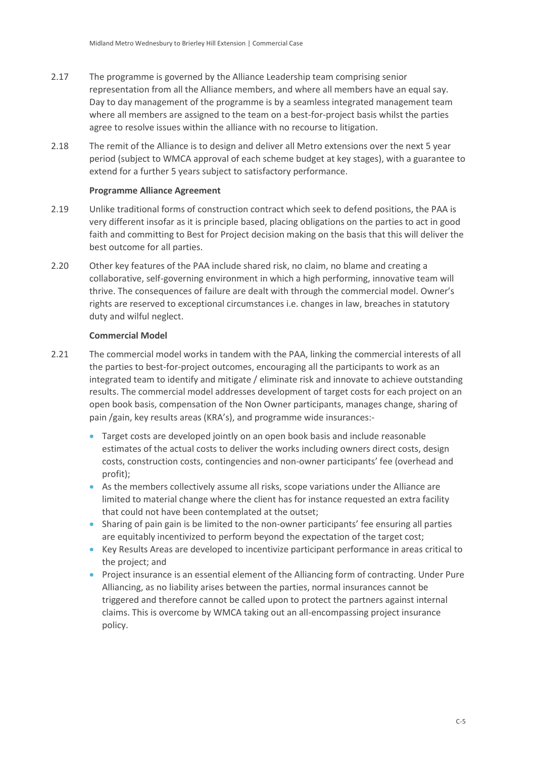2.17 The programme is governed by the Alliance Leadership team comprising senior representation from all the Alliance members, and where all members have an equal say. Day to day management of the programme is by a seamless integrated management team where all members are assigned to the team on a best-for-project basis whilst the parties agree to resolve issues within the alliance with no recourse to litigation.

2.18 The remit of the Alliance is to design and deliver all Metro extensions over the next 5 year period (subject to WMCA approval of each scheme budget at key stages), with a guarantee to extend for a further 5 years subject to satisfactory performance.

**Programme Alliance Agreement**

2.19 Unlike traditional forms of construction contract which seek to defend positions, the PAA is very different insofar as it is principle based, placing obligations on the parties to act in good faith and committing to Best for Project decision making on the basis that this will deliver the best outcome for all parties.

2.20 Other key features of the PAA include shared risk, no claim, no blame and creating a collaborative, self-governing environment in which a high performing, innovative team will thrive. The consequences of failure are dealt with through the commercial model. Owner's rights are reserved to exceptional circumstances i.e. changes in law, breaches in statutory duty and wilful neglect.

**Commercial Model**

2.21 The commercial model works in tandem with the PAA, linking the commercial interests of all the parties to best-for-project outcomes, encouraging all the participants to work as an integrated team to identify and mitigate / eliminate risk and innovate to achieve outstanding results. The commercial model addresses development of target costs for each project on an open book basis, compensation of the Non Owner participants, manages change, sharing of pain /gain, key results areas (KRA's), and programme wide insurances:-

- Target costs are developed jointly on an open book basis and include reasonable estimates of the actual costs to deliver the works including owners direct costs, design costs, construction costs, contingencies and non-owner participants' fee (overhead and profit);
- As the members collectively assume all risks, scope variations under the Alliance are limited to material change where the client has for instance requested an extra facility that could not have been contemplated at the outset;
- Sharing of pain gain is be limited to the non-owner participants' fee ensuring all parties are equitably incentivized to perform beyond the expectation of the target cost;
- Key Results Areas are developed to incentivize participant performance in areas critical to the project; and
- Project insurance is an essential element of the Alliancing form of contracting. Under Pure Alliancing, as no liability arises between the parties, normal insurances cannot be triggered and therefore cannot be called upon to protect the partners against internal claims. This is overcome by WMCA taking out an all-encompassing project insurance policy.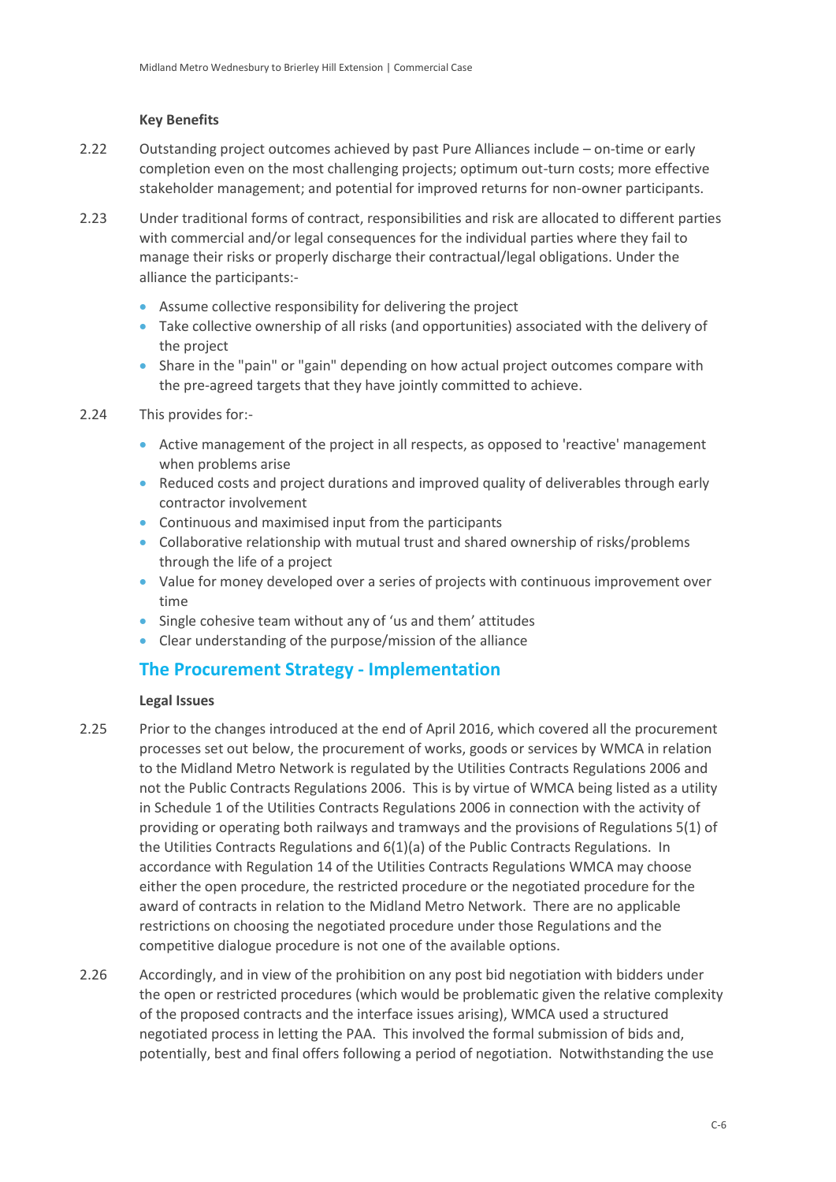**Key Benefits**

2.22 Outstanding project outcomes achieved by past Pure Alliances include – on-time or early completion even on the most challenging projects; optimum out-turn costs; more effective stakeholder management; and potential for improved returns for non-owner participants.

2.23 Under traditional forms of contract, responsibilities and risk are allocated to different parties with commercial and/or legal consequences for the individual parties where they fail to manage their risks or properly discharge their contractual/legal obligations. Under the alliance the participants:-

- Assume collective responsibility for delivering the project
- Take collective ownership of all risks (and opportunities) associated with the delivery of the project
- Share in the "pain" or "gain" depending on how actual project outcomes compare with the pre-agreed targets that they have jointly committed to achieve.

2.24 This provides for:-

- Active management of the project in all respects, as opposed to 'reactive' management when problems arise
- Reduced costs and project durations and improved quality of deliverables through early contractor involvement
- Continuous and maximised input from the participants
- Collaborative relationship with mutual trust and shared ownership of risks/problems through the life of a project
- Value for money developed over a series of projects with continuous improvement over time
- Single cohesive team without any of 'us and them' attitudes
- Clear understanding of the purpose/mission of the alliance

## The Procurement Strategy - Implementation

**Legal Issues**

2.25 Prior to the changes introduced at the end of April 2016, which covered all the procurement processes set out below, the procurement of works, goods or services by WMCA in relation to the Midland Metro Network is regulated by the Utilities Contracts Regulations 2006 and not the Public Contracts Regulations 2006. This is by virtue of WMCA being listed as a utility in Schedule 1 of the Utilities Contracts Regulations 2006 in connection with the activity of providing or operating both railways and tramways and the provisions of Regulations 5(1) of the Utilities Contracts Regulations and 6(1)(a) of the Public Contracts Regulations. In accordance with Regulation 14 of the Utilities Contracts Regulations WMCA may choose either the open procedure, the restricted procedure or the negotiated procedure for the award of contracts in relation to the Midland Metro Network. There are no applicable restrictions on choosing the negotiated procedure under those Regulations and the competitive dialogue procedure is not one of the available options.

2.26 Accordingly, and in view of the prohibition on any post bid negotiation with bidders under the open or restricted procedures (which would be problematic given the relative complexity of the proposed contracts and the interface issues arising), WMCA used a structured negotiated process in letting the PAA. This involved the formal submission of bids and, potentially, best and final offers following a period of negotiation. Notwithstanding the use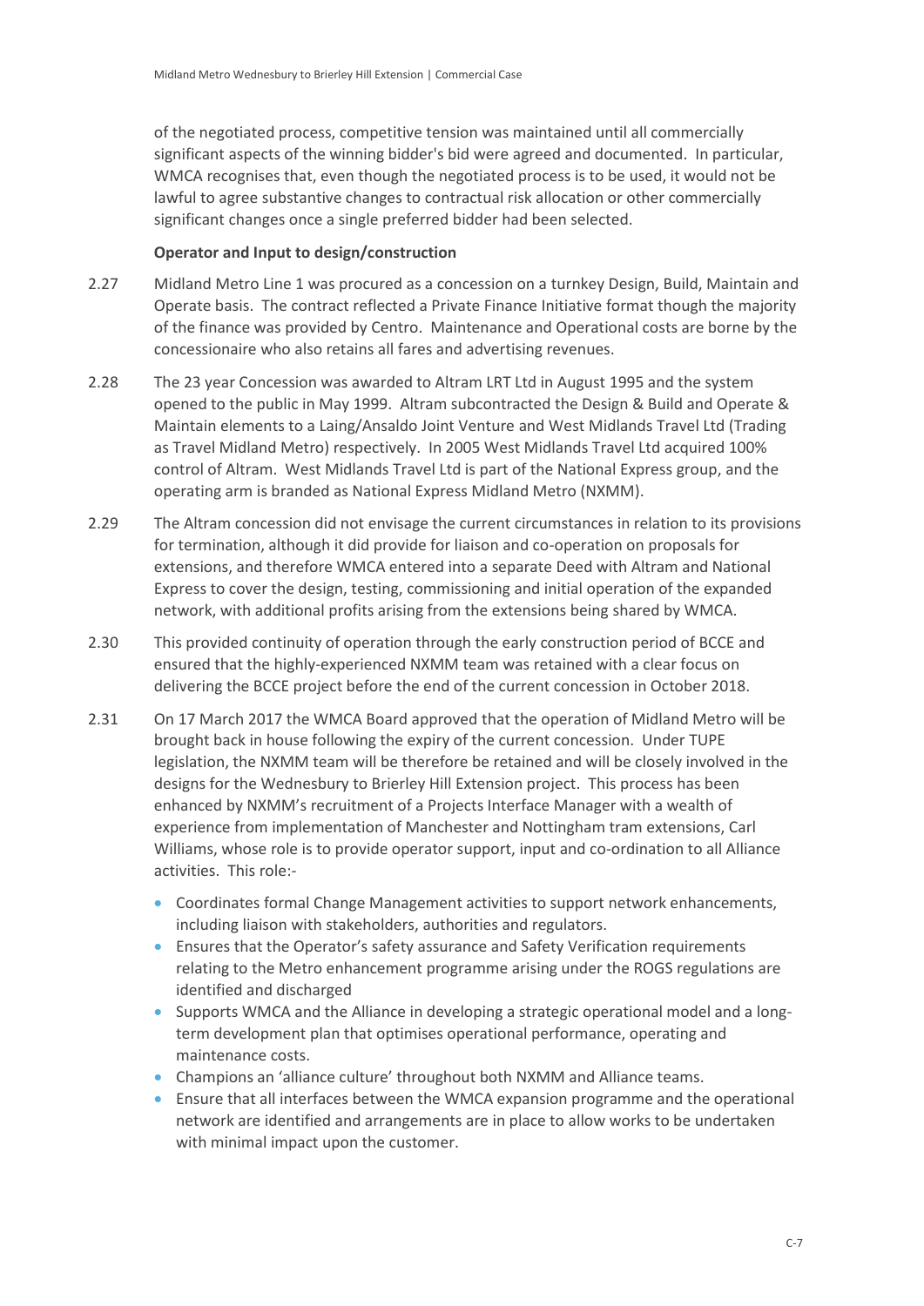of the negotiated process, competitive tension was maintained until all commercially significant aspects of the winning bidder's bid were agreed and documented. In particular, WMCA recognises that, even though the negotiated process is to be used, it would not be lawful to agree substantive changes to contractual risk allocation or other commercially significant changes once a single preferred bidder had been selected.

**Operator and Input to design/construction**

2.27 Midland Metro Line 1 was procured as a concession on a turnkey Design, Build, Maintain and Operate basis. The contract reflected a Private Finance Initiative format though the majority of the finance was provided by Centro. Maintenance and Operational costs are borne by the concessionaire who also retains all fares and advertising revenues.

2.28 The 23 year Concession was awarded to Altram LRT Ltd in August 1995 and the system opened to the public in May 1999. Altram subcontracted the Design & Build and Operate & Maintain elements to a Laing/Ansaldo Joint Venture and West Midlands Travel Ltd (Trading as Travel Midland Metro) respectively. In 2005 West Midlands Travel Ltd acquired 100% control of Altram. West Midlands Travel Ltd is part of the National Express group, and the operating arm is branded as National Express Midland Metro (NXMM).

2.29 The Altram concession did not envisage the current circumstances in relation to its provisions for termination, although it did provide for liaison and co-operation on proposals for extensions, and therefore WMCA entered into a separate Deed with Altram and National Express to cover the design, testing, commissioning and initial operation of the expanded network, with additional profits arising from the extensions being shared by WMCA.

2.30 This provided continuity of operation through the early construction period of BCCE and ensured that the highly-experienced NXMM team was retained with a clear focus on delivering the BCCE project before the end of the current concession in October 2018.

2.31 On 17 March 2017 the WMCA Board approved that the operation of Midland Metro will be brought back in house following the expiry of the current concession. Under TUPE legislation, the NXMM team will be therefore be retained and will be closely involved in the designs for the Wednesbury to Brierley Hill Extension project. This process has been enhanced by NXMM's recruitment of a Projects Interface Manager with a wealth of experience from implementation of Manchester and Nottingham tram extensions, Carl Williams, whose role is to provide operator support, input and co-ordination to all Alliance activities. This role:-

- Coordinates formal Change Management activities to support network enhancements, including liaison with stakeholders, authorities and regulators.
- Ensures that the Operator's safety assurance and Safety Verification requirements relating to the Metro enhancement programme arising under the ROGS regulations are identified and discharged
- Supports WMCA and the Alliance in developing a strategic operational model and a long-term development plan that optimises operational performance, operating and maintenance costs.
- Champions an 'alliance culture' throughout both NXMM and Alliance teams.
- Ensure that all interfaces between the WMCA expansion programme and the operational network are identified and arrangements are in place to allow works to be undertaken with minimal impact upon the customer.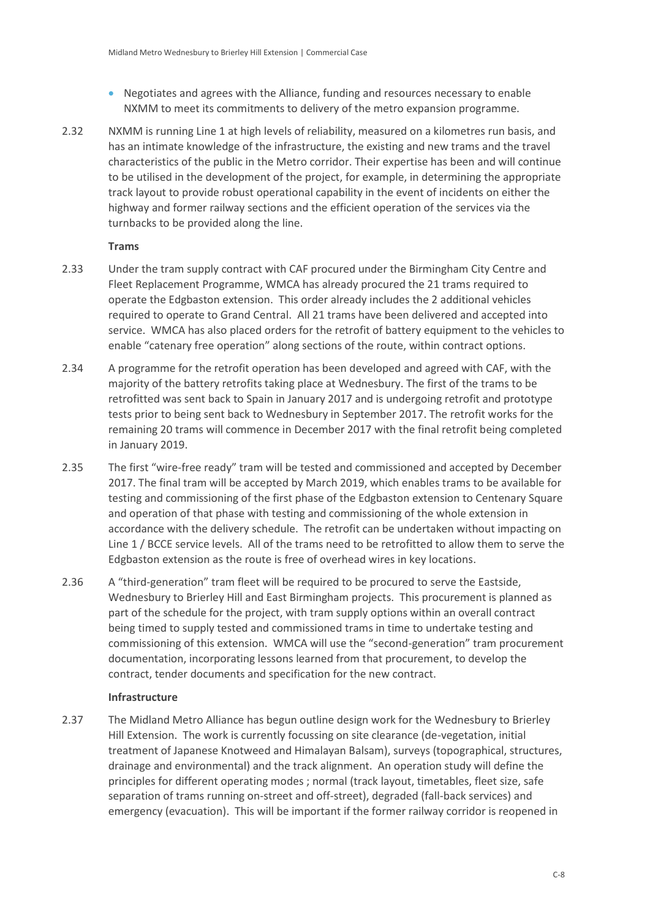- Negotiates and agrees with the Alliance, funding and resources necessary to enable NXMM to meet its commitments to delivery of the metro expansion programme.

2.32 NXMM is running Line 1 at high levels of reliability, measured on a kilometres run basis, and has an intimate knowledge of the infrastructure, the existing and new trams and the travel characteristics of the public in the Metro corridor. Their expertise has been and will continue to be utilised in the development of the project, for example, in determining the appropriate track layout to provide robust operational capability in the event of incidents on either the highway and former railway sections and the efficient operation of the services via the turnbacks to be provided along the line.

**Trams**

2.33 Under the tram supply contract with CAF procured under the Birmingham City Centre and Fleet Replacement Programme, WMCA has already procured the 21 trams required to operate the Edgbaston extension. This order already includes the 2 additional vehicles required to operate to Grand Central. All 21 trams have been delivered and accepted into service. WMCA has also placed orders for the retrofit of battery equipment to the vehicles to enable "catenary free operation" along sections of the route, within contract options.

2.34 A programme for the retrofit operation has been developed and agreed with CAF, with the majority of the battery retrofits taking place at Wednesbury. The first of the trams to be retrofitted was sent back to Spain in January 2017 and is undergoing retrofit and prototype tests prior to being sent back to Wednesbury in September 2017. The retrofit works for the remaining 20 trams will commence in December 2017 with the final retrofit being completed in January 2019.

2.35 The first "wire-free ready" tram will be tested and commissioned and accepted by December 2017. The final tram will be accepted by March 2019, which enables trams to be available for testing and commissioning of the first phase of the Edgbaston extension to Centenary Square and operation of that phase with testing and commissioning of the whole extension in accordance with the delivery schedule. The retrofit can be undertaken without impacting on Line 1 / BCCE service levels. All of the trams need to be retrofitted to allow them to serve the Edgbaston extension as the route is free of overhead wires in key locations.

2.36 A "third-generation" tram fleet will be required to be procured to serve the Eastside, Wednesbury to Brierley Hill and East Birmingham projects. This procurement is planned as part of the schedule for the project, with tram supply options within an overall contract being timed to supply tested and commissioned trams in time to undertake testing and commissioning of this extension. WMCA will use the "second-generation" tram procurement documentation, incorporating lessons learned from that procurement, to develop the contract, tender documents and specification for the new contract.

**Infrastructure**

2.37 The Midland Metro Alliance has begun outline design work for the Wednesbury to Brierley Hill Extension. The work is currently focussing on site clearance (de-vegetation, initial treatment of Japanese Knotweed and Himalayan Balsam), surveys (topographical, structures, drainage and environmental) and the track alignment. An operation study will define the principles for different operating modes ; normal (track layout, timetables, fleet size, safe separation of trams running on-street and off-street), degraded (fall-back services) and emergency (evacuation). This will be important if the former railway corridor is reopened in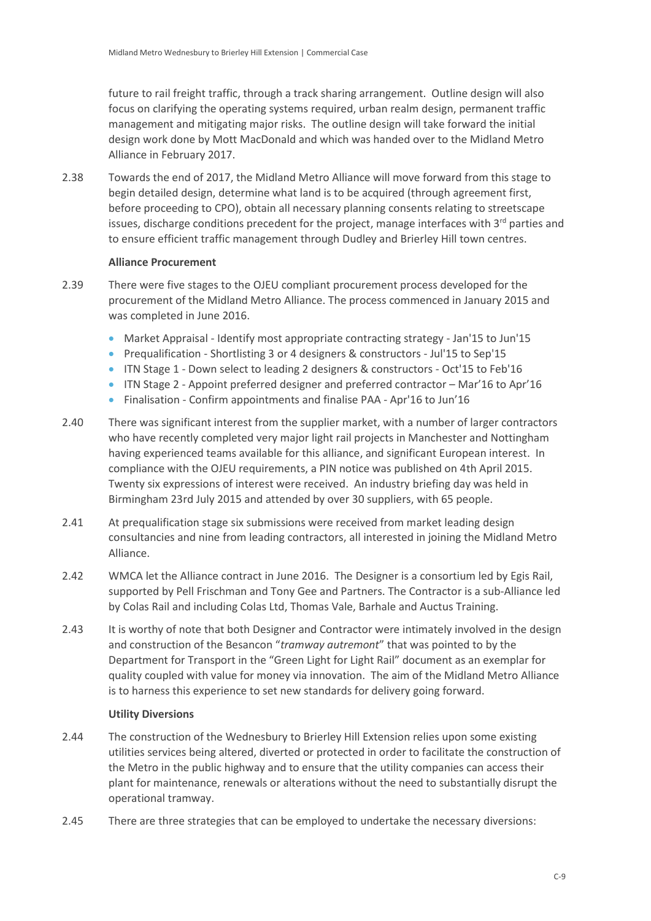future to rail freight traffic, through a track sharing arrangement. Outline design will also focus on clarifying the operating systems required, urban realm design, permanent traffic management and mitigating major risks. The outline design will take forward the initial design work done by Mott MacDonald and which was handed over to the Midland Metro Alliance in February 2017.

2.38 Towards the end of 2017, the Midland Metro Alliance will move forward from this stage to begin detailed design, determine what land is to be acquired (through agreement first, before proceeding to CPO), obtain all necessary planning consents relating to streetscape issues, discharge conditions precedent for the project, manage interfaces with 3rd parties and to ensure efficient traffic management through Dudley and Brierley Hill town centres.

**Alliance Procurement**

2.39 There were five stages to the OJEU compliant procurement process developed for the procurement of the Midland Metro Alliance. The process commenced in January 2015 and was completed in June 2016.

- Market Appraisal - Identify most appropriate contracting strategy - Jan'15 to Jun'15
- Prequalification - Shortlisting 3 or 4 designers & constructors - Jul'15 to Sep'15
- ITN Stage 1 - Down select to leading 2 designers & constructors - Oct'15 to Feb'16
- ITN Stage 2 - Appoint preferred designer and preferred contractor – Mar'16 to Apr'16
- Finalisation - Confirm appointments and finalise PAA - Apr'16 to Jun'16

2.40 There was significant interest from the supplier market, with a number of larger contractors who have recently completed very major light rail projects in Manchester and Nottingham having experienced teams available for this alliance, and significant European interest. In compliance with the OJEU requirements, a PIN notice was published on 4th April 2015. Twenty six expressions of interest were received. An industry briefing day was held in Birmingham 23rd July 2015 and attended by over 30 suppliers, with 65 people.

2.41 At prequalification stage six submissions were received from market leading design consultancies and nine from leading contractors, all interested in joining the Midland Metro Alliance.

2.42 WMCA let the Alliance contract in June 2016. The Designer is a consortium led by Egis Rail, supported by Pell Frischman and Tony Gee and Partners. The Contractor is a sub-Alliance led by Colas Rail and including Colas Ltd, Thomas Vale, Barhale and Auctus Training.

2.43 It is worthy of note that both Designer and Contractor were intimately involved in the design and construction of the Besancon "*tramway autremont*" that was pointed to by the Department for Transport in the "Green Light for Light Rail" document as an exemplar for quality coupled with value for money via innovation. The aim of the Midland Metro Alliance is to harness this experience to set new standards for delivery going forward.

**Utility Diversions**

2.44 The construction of the Wednesbury to Brierley Hill Extension relies upon some existing utilities services being altered, diverted or protected in order to facilitate the construction of the Metro in the public highway and to ensure that the utility companies can access their plant for maintenance, renewals or alterations without the need to substantially disrupt the operational tramway.

2.45 There are three strategies that can be employed to undertake the necessary diversions: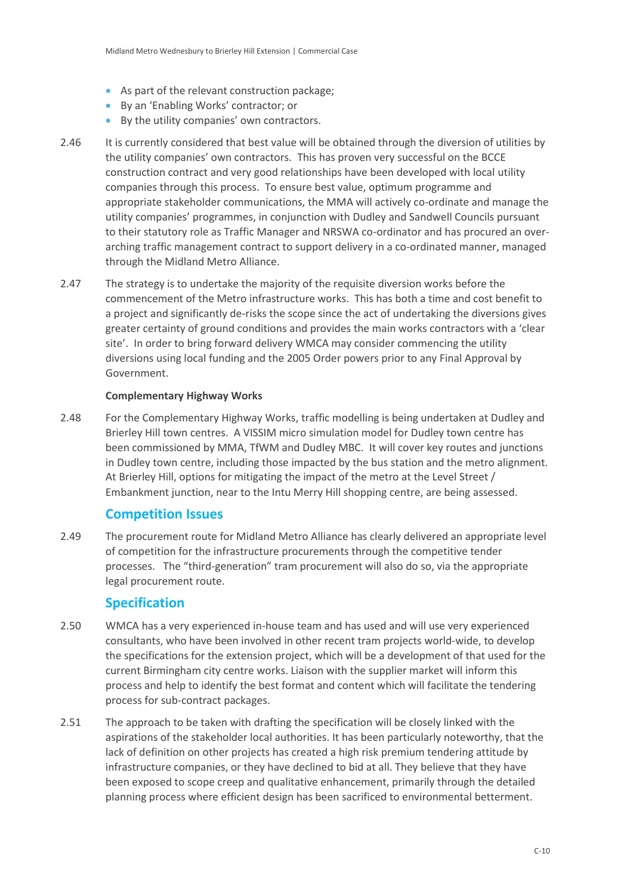- As part of the relevant construction package;
- By an 'Enabling Works' contractor; or
- By the utility companies' own contractors.

2.46 It is currently considered that best value will be obtained through the diversion of utilities by the utility companies' own contractors. This has proven very successful on the BCCE construction contract and very good relationships have been developed with local utility companies through this process. To ensure best value, optimum programme and appropriate stakeholder communications, the MMA will actively co-ordinate and manage the utility companies' programmes, in conjunction with Dudley and Sandwell Councils pursuant to their statutory role as Traffic Manager and NRSWA co-ordinator and has procured an over-arching traffic management contract to support delivery in a co-ordinated manner, managed through the Midland Metro Alliance.

2.47 The strategy is to undertake the majority of the requisite diversion works before the commencement of the Metro infrastructure works. This has both a time and cost benefit to a project and significantly de-risks the scope since the act of undertaking the diversions gives greater certainty of ground conditions and provides the main works contractors with a 'clear site'. In order to bring forward delivery WMCA may consider commencing the utility diversions using local funding and the 2005 Order powers prior to any Final Approval by Government.

**Complementary Highway Works**

2.48 For the Complementary Highway Works, traffic modelling is being undertaken at Dudley and Brierley Hill town centres. A VISSIM micro simulation model for Dudley town centre has been commissioned by MMA, TfWM and Dudley MBC. It will cover key routes and junctions in Dudley town centre, including those impacted by the bus station and the metro alignment. At Brierley Hill, options for mitigating the impact of the metro at the Level Street / Embankment junction, near to the Intu Merry Hill shopping centre, are being assessed.

## Competition Issues

2.49 The procurement route for Midland Metro Alliance has clearly delivered an appropriate level of competition for the infrastructure procurements through the competitive tender processes. The "third-generation" tram procurement will also do so, via the appropriate legal procurement route.

## Specification

2.50 WMCA has a very experienced in-house team and has used and will use very experienced consultants, who have been involved in other recent tram projects world-wide, to develop the specifications for the extension project, which will be a development of that used for the current Birmingham city centre works. Liaison with the supplier market will inform this process and help to identify the best format and content which will facilitate the tendering process for sub-contract packages.

2.51 The approach to be taken with drafting the specification will be closely linked with the aspirations of the stakeholder local authorities. It has been particularly noteworthy, that the lack of definition on other projects has created a high risk premium tendering attitude by infrastructure companies, or they have declined to bid at all. They believe that they have been exposed to scope creep and qualitative enhancement, primarily through the detailed planning process where efficient design has been sacrificed to environmental betterment.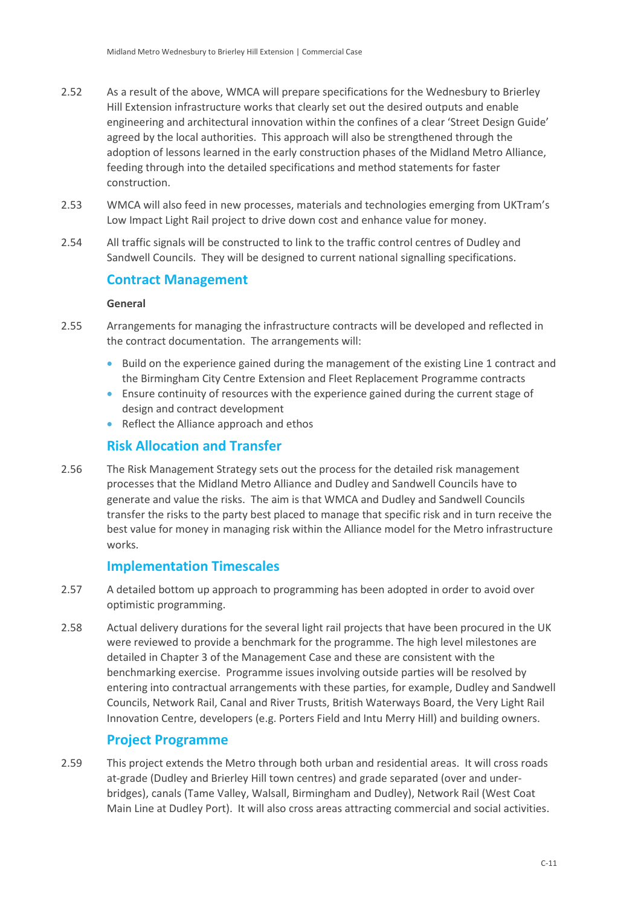2.52 As a result of the above, WMCA will prepare specifications for the Wednesbury to Brierley Hill Extension infrastructure works that clearly set out the desired outputs and enable engineering and architectural innovation within the confines of a clear 'Street Design Guide' agreed by the local authorities. This approach will also be strengthened through the adoption of lessons learned in the early construction phases of the Midland Metro Alliance, feeding through into the detailed specifications and method statements for faster construction.

2.53 WMCA will also feed in new processes, materials and technologies emerging from UKTram's Low Impact Light Rail project to drive down cost and enhance value for money.

2.54 All traffic signals will be constructed to link to the traffic control centres of Dudley and Sandwell Councils. They will be designed to current national signalling specifications.

## Contract Management

**General**

2.55 Arrangements for managing the infrastructure contracts will be developed and reflected in the contract documentation. The arrangements will:

- Build on the experience gained during the management of the existing Line 1 contract and the Birmingham City Centre Extension and Fleet Replacement Programme contracts
- Ensure continuity of resources with the experience gained during the current stage of design and contract development
- Reflect the Alliance approach and ethos

## Risk Allocation and Transfer

2.56 The Risk Management Strategy sets out the process for the detailed risk management processes that the Midland Metro Alliance and Dudley and Sandwell Councils have to generate and value the risks. The aim is that WMCA and Dudley and Sandwell Councils transfer the risks to the party best placed to manage that specific risk and in turn receive the best value for money in managing risk within the Alliance model for the Metro infrastructure works.

## Implementation Timescales

2.57 A detailed bottom up approach to programming has been adopted in order to avoid over optimistic programming.

2.58 Actual delivery durations for the several light rail projects that have been procured in the UK were reviewed to provide a benchmark for the programme. The high level milestones are detailed in Chapter 3 of the Management Case and these are consistent with the benchmarking exercise. Programme issues involving outside parties will be resolved by entering into contractual arrangements with these parties, for example, Dudley and Sandwell Councils, Network Rail, Canal and River Trusts, British Waterways Board, the Very Light Rail Innovation Centre, developers (e.g. Porters Field and Intu Merry Hill) and building owners.

## Project Programme

2.59 This project extends the Metro through both urban and residential areas. It will cross roads at-grade (Dudley and Brierley Hill town centres) and grade separated (over and under-bridges), canals (Tame Valley, Walsall, Birmingham and Dudley), Network Rail (West Coat Main Line at Dudley Port). It will also cross areas attracting commercial and social activities.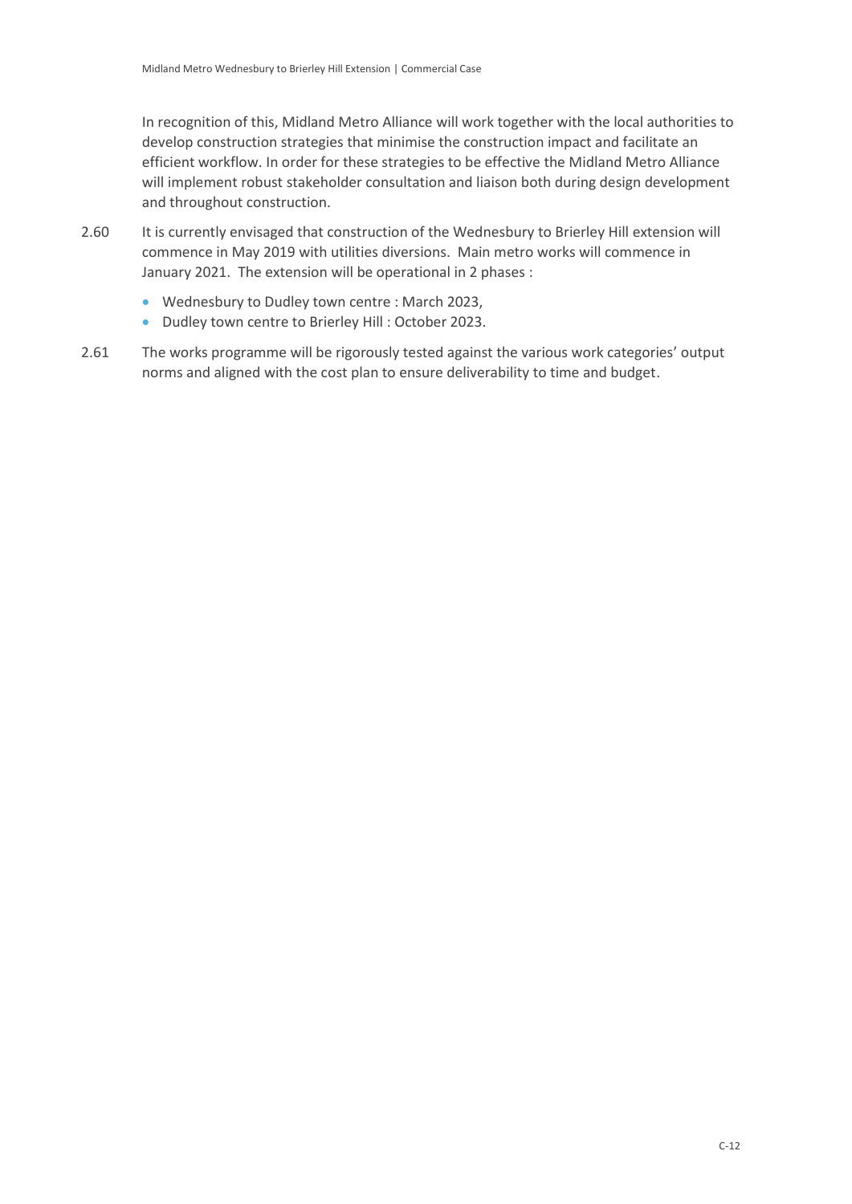In recognition of this, Midland Metro Alliance will work together with the local authorities to develop construction strategies that minimise the construction impact and facilitate an efficient workflow. In order for these strategies to be effective the Midland Metro Alliance will implement robust stakeholder consultation and liaison both during design development and throughout construction.

2.60 It is currently envisaged that construction of the Wednesbury to Brierley Hill extension will commence in May 2019 with utilities diversions. Main metro works will commence in January 2021. The extension will be operational in 2 phases :

- Wednesbury to Dudley town centre : March 2023,
- Dudley town centre to Brierley Hill : October 2023.

2.61 The works programme will be rigorously tested against the various work categories' output norms and aligned with the cost plan to ensure deliverability to time and budget.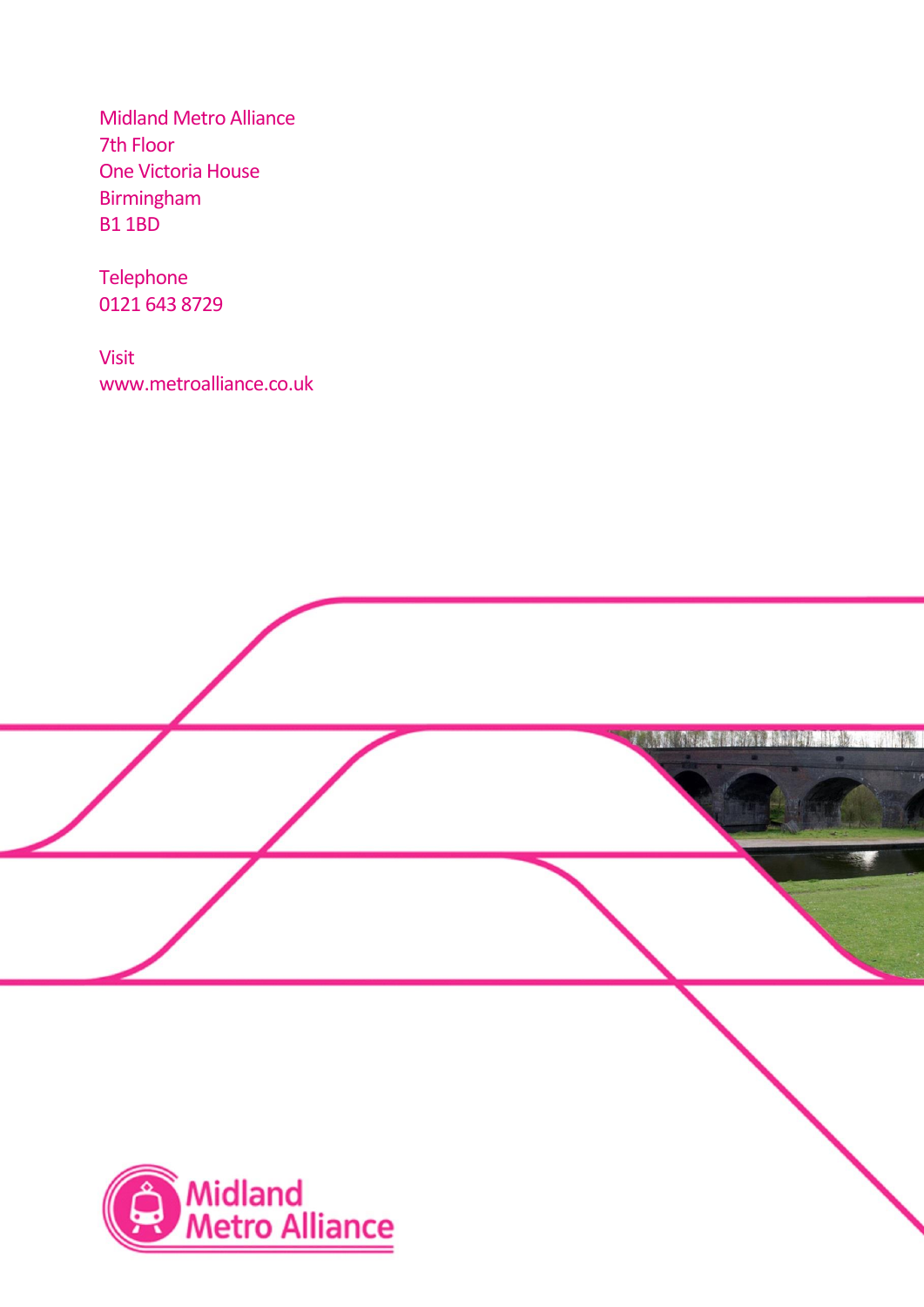Midland Metro Alliance
7th Floor
One Victoria House
Birmingham
B1 1BD

Telephone
0121 643 8729

Visit
www.metroalliance.co.uk

Midland Metro Alliance